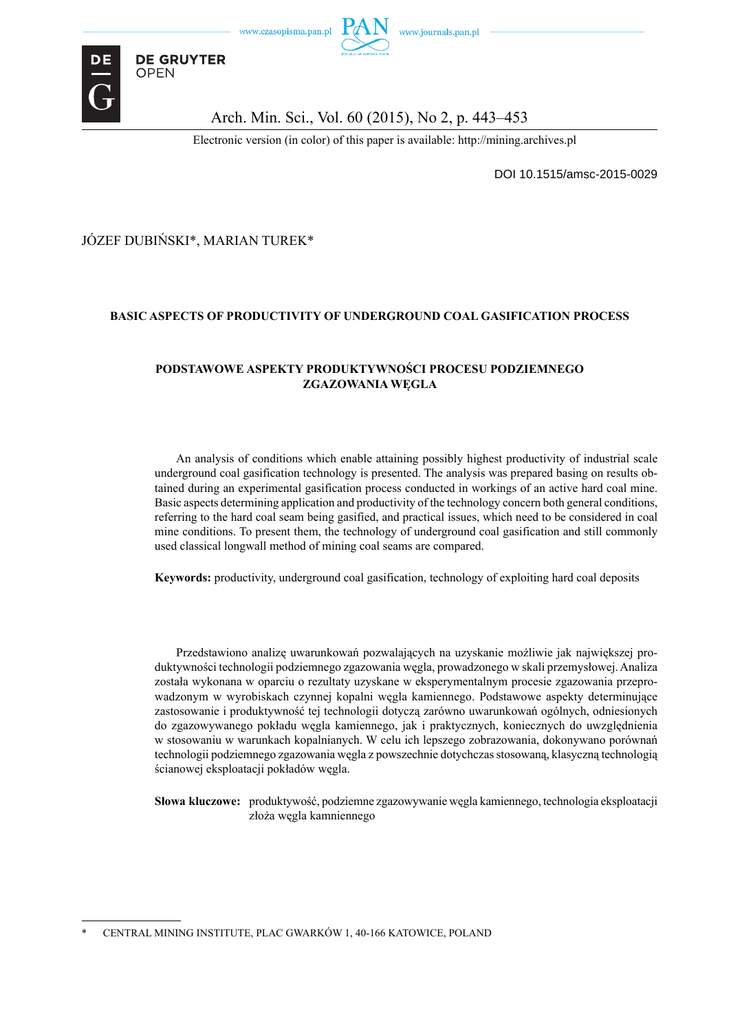Electronic version (in color) of this paper is available: http://mining.archives.pl

DOI 10.1515/amsc-2015-0029

JÓZEF DUBIŃSKI*, MARIAN TUREK*

# BASIC ASPECTS OF PRODUCTIVITY OF UNDERGROUND COAL GASIFICATION PROCESS

# PODSTAWOWE ASPEKTY PRODUKTYWNOŚCI PROCESU PODZIEMNEGO ZGAZOWANIA WĘGLA

An analysis of conditions which enable attaining possibly highest productivity of industrial scale underground coal gasification technology is presented. The analysis was prepared basing on results obtained during an experimental gasification process conducted in workings of an active hard coal mine. Basic aspects determining application and productivity of the technology concern both general conditions, referring to the hard coal seam being gasified, and practical issues, which need to be considered in coal mine conditions. To present them, the technology of underground coal gasification and still commonly used classical longwall method of mining coal seams are compared.

**Keywords:** productivity, underground coal gasification, technology of exploiting hard coal deposits

Przedstawiono analizę uwarunkowań pozwalających na uzyskanie możliwie jak największej produktywności technologii podziemnego zgazowania węgla, prowadzonego w skali przemysłowej. Analiza została wykonana w oparciu o rezultaty uzyskane w eksperymentalnym procesie zgazowania przeprowadzonym w wyrobiskach czynnej kopalni węgla kamiennego. Podstawowe aspekty determinujące zastosowanie i produktywność tej technologii dotyczą zarówno uwarunkowań ogólnych, odniesionych do zgazowywanego pokładu węgla kamiennego, jak i praktycznych, koniecznych do uwzględnienia w stosowaniu w warunkach kopalnianych. W celu ich lepszego zobrazowania, dokonywano porównań technologii podziemnego zgazowania węgla z powszechnie dotychczas stosowaną, klasyczną technologią ścianowej eksploatacji pokładów węgla.

**Słowa kluczowe:** produktywność, podziemne zgazowywanie węgla kamiennego, technologia eksploatacji złoża węgla kamniennego

\* CENTRAL MINING INSTITUTE, PLAC GWARKÓW 1, 40-166 KATOWICE, POLAND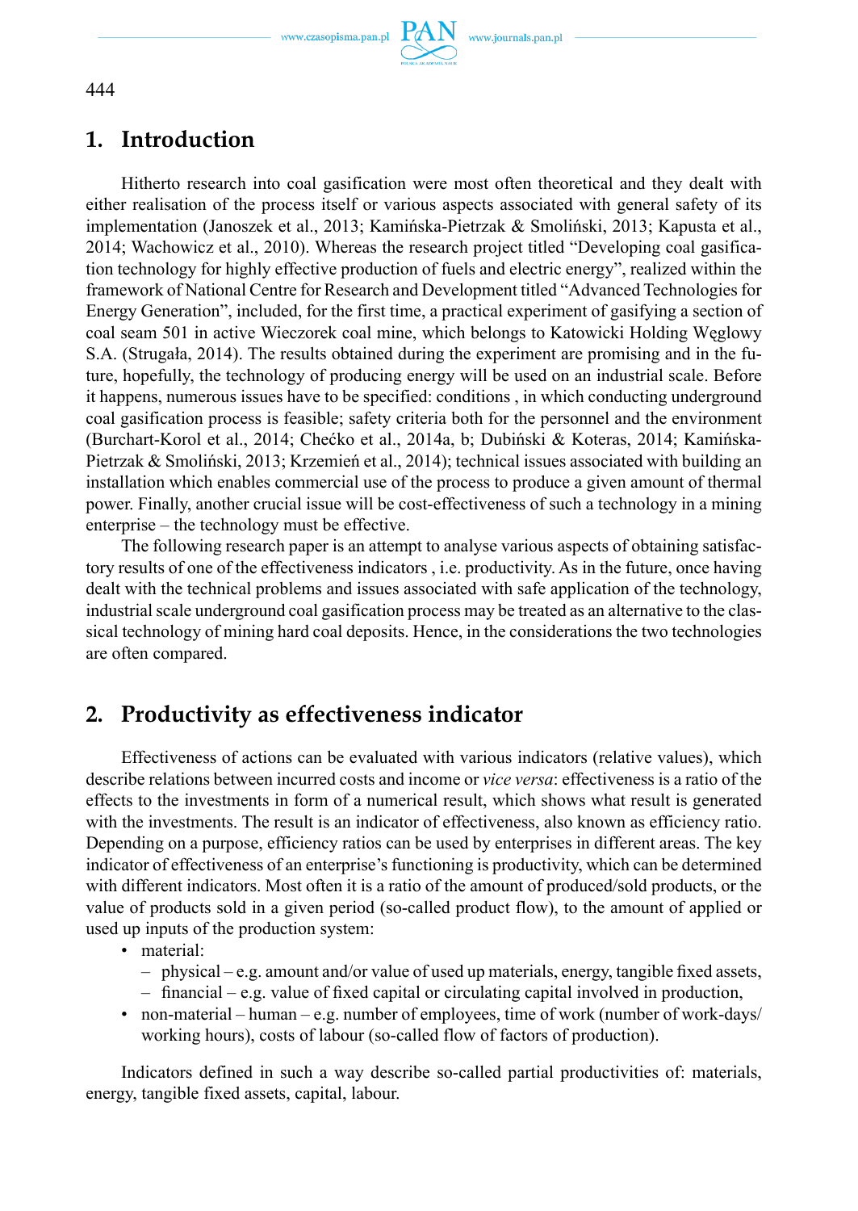## 1. Introduction

Hitherto research into coal gasification were most often theoretical and they dealt with either realisation of the process itself or various aspects associated with general safety of its implementation (Janoszek et al., 2013; Kamińska-Pietrzak & Smoliński, 2013; Kapusta et al., 2014; Wachowicz et al., 2010). Whereas the research project titled "Developing coal gasification technology for highly effective production of fuels and electric energy", realized within the framework of National Centre for Research and Development titled "Advanced Technologies for Energy Generation", included, for the first time, a practical experiment of gasifying a section of coal seam 501 in active Wieczorek coal mine, which belongs to Katowicki Holding Węglowy S.A. (Strugała, 2014). The results obtained during the experiment are promising and in the future, hopefully, the technology of producing energy will be used on an industrial scale. Before it happens, numerous issues have to be specified: conditions , in which conducting underground coal gasification process is feasible; safety criteria both for the personnel and the environment (Burchart-Korol et al., 2014; Chećko et al., 2014a, b; Dubiński & Koteras, 2014; Kamińska-Pietrzak & Smoliński, 2013; Krzemień et al., 2014); technical issues associated with building an installation which enables commercial use of the process to produce a given amount of thermal power. Finally, another crucial issue will be cost-effectiveness of such a technology in a mining enterprise – the technology must be effective.

The following research paper is an attempt to analyse various aspects of obtaining satisfactory results of one of the effectiveness indicators , i.e. productivity. As in the future, once having dealt with the technical problems and issues associated with safe application of the technology, industrial scale underground coal gasification process may be treated as an alternative to the classical technology of mining hard coal deposits. Hence, in the considerations the two technologies are often compared.

## 2. Productivity as effectiveness indicator

Effectiveness of actions can be evaluated with various indicators (relative values), which describe relations between incurred costs and income or *vice versa*: effectiveness is a ratio of the effects to the investments in form of a numerical result, which shows what result is generated with the investments. The result is an indicator of effectiveness, also known as efficiency ratio. Depending on a purpose, efficiency ratios can be used by enterprises in different areas. The key indicator of effectiveness of an enterprise's functioning is productivity, which can be determined with different indicators. Most often it is a ratio of the amount of produced/sold products, or the value of products sold in a given period (so-called product flow), to the amount of applied or used up inputs of the production system:

- material:
  - physical – e.g. amount and/or value of used up materials, energy, tangible fixed assets,
  - financial – e.g. value of fixed capital or circulating capital involved in production,
- non-material – human – e.g. number of employees, time of work (number of work-days/ working hours), costs of labour (so-called flow of factors of production).

Indicators defined in such a way describe so-called partial productivities of: materials, energy, tangible fixed assets, capital, labour.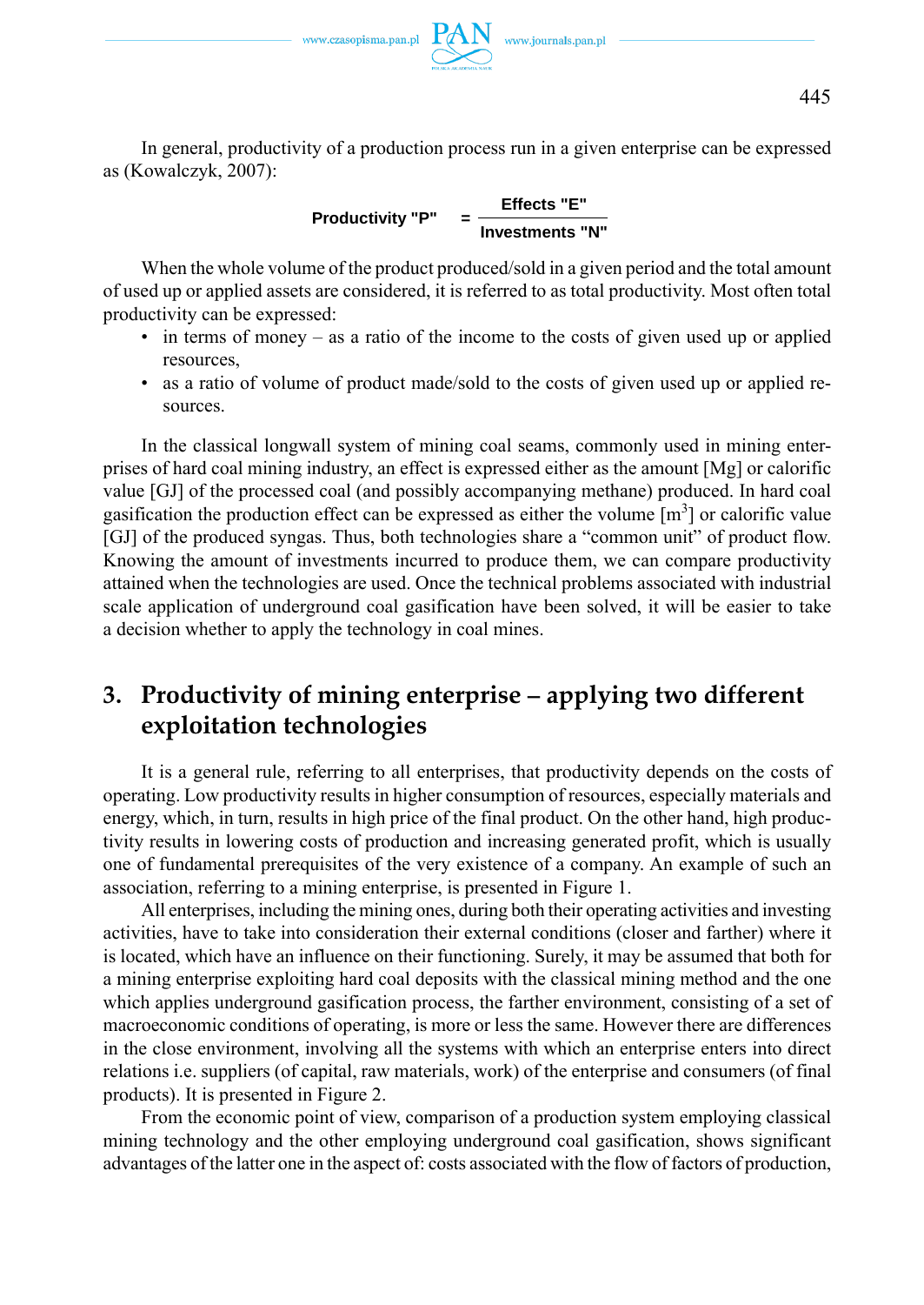In general, productivity of a production process run in a given enterprise can be expressed as (Kowalczyk, 2007):

$$\text{Productivity "P"} = \frac{\text{Effects "E"}}{\text{Investments "N"}}$$

When the whole volume of the product produced/sold in a given period and the total amount of used up or applied assets are considered, it is referred to as total productivity. Most often total productivity can be expressed:

- in terms of money – as a ratio of the income to the costs of given used up or applied resources,
- as a ratio of volume of product made/sold to the costs of given used up or applied resources.

In the classical longwall system of mining coal seams, commonly used in mining enterprises of hard coal mining industry, an effect is expressed either as the amount [Mg] or calorific value [GJ] of the processed coal (and possibly accompanying methane) produced. In hard coal gasification the production effect can be expressed as either the volume [$m^3$] or calorific value [GJ] of the produced syngas. Thus, both technologies share a "common unit" of product flow. Knowing the amount of investments incurred to produce them, we can compare productivity attained when the technologies are used. Once the technical problems associated with industrial scale application of underground coal gasification have been solved, it will be easier to take a decision whether to apply the technology in coal mines.

## 3. Productivity of mining enterprise – applying two different exploitation technologies

It is a general rule, referring to all enterprises, that productivity depends on the costs of operating. Low productivity results in higher consumption of resources, especially materials and energy, which, in turn, results in high price of the final product. On the other hand, high productivity results in lowering costs of production and increasing generated profit, which is usually one of fundamental prerequisites of the very existence of a company. An example of such an association, referring to a mining enterprise, is presented in Figure 1.

All enterprises, including the mining ones, during both their operating activities and investing activities, have to take into consideration their external conditions (closer and farther) where it is located, which have an influence on their functioning. Surely, it may be assumed that both for a mining enterprise exploiting hard coal deposits with the classical mining method and the one which applies underground gasification process, the farther environment, consisting of a set of macroeconomic conditions of operating, is more or less the same. However there are differences in the close environment, involving all the systems with which an enterprise enters into direct relations i.e. suppliers (of capital, raw materials, work) of the enterprise and consumers (of final products). It is presented in Figure 2.

From the economic point of view, comparison of a production system employing classical mining technology and the other employing underground coal gasification, shows significant advantages of the latter one in the aspect of: costs associated with the flow of factors of production,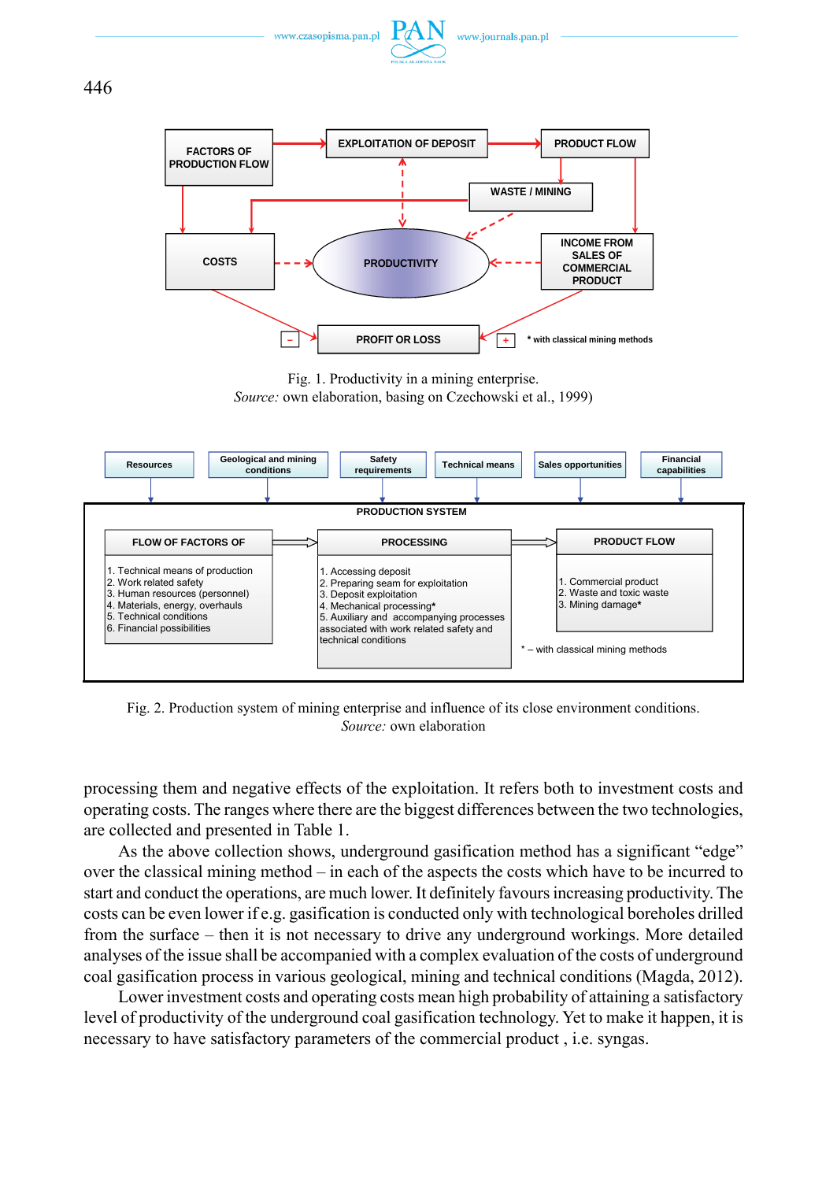Fig. 1. Productivity in a mining enterprise.
*Source:* own elaboration, basing on Czechowski et al., 1999)

Fig. 2. Production system of mining enterprise and influence of its close environment conditions.
*Source:* own elaboration

processing them and negative effects of the exploitation. It refers both to investment costs and operating costs. The ranges where there are the biggest differences between the two technologies, are collected and presented in Table 1.

As the above collection shows, underground gasification method has a significant "edge" over the classical mining method – in each of the aspects the costs which have to be incurred to start and conduct the operations, are much lower. It definitely favours increasing productivity. The costs can be even lower if e.g. gasification is conducted only with technological boreholes drilled from the surface – then it is not necessary to drive any underground workings. More detailed analyses of the issue shall be accompanied with a complex evaluation of the costs of underground coal gasification process in various geological, mining and technical conditions (Magda, 2012).

Lower investment costs and operating costs mean high probability of attaining a satisfactory level of productivity of the underground coal gasification technology. Yet to make it happen, it is necessary to have satisfactory parameters of the commercial product , i.e. syngas.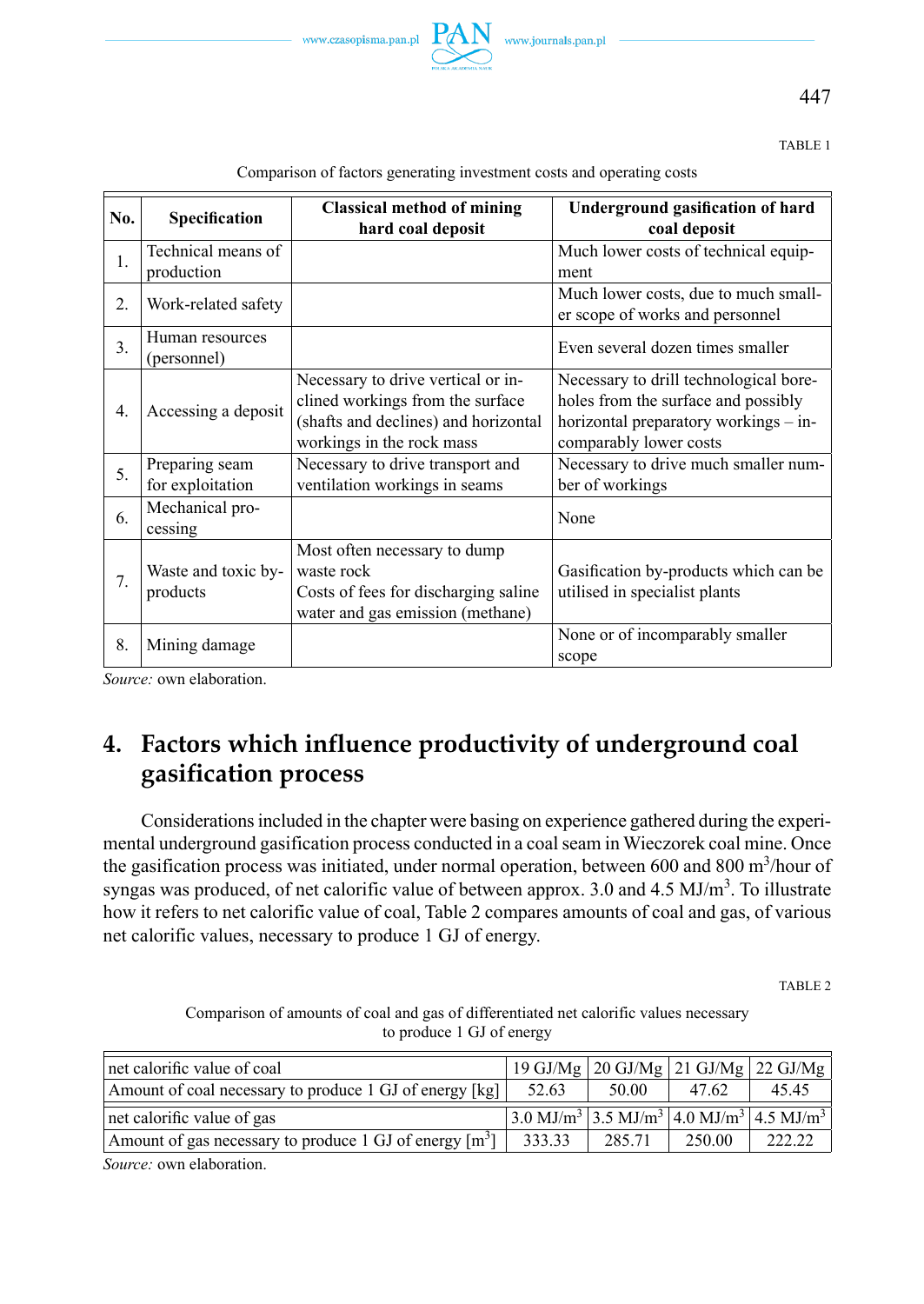TABLE 1

Comparison of factors generating investment costs and operating costs

| No. | Specification | Classical method of mining hard coal deposit | Underground gasification of hard coal deposit |
|---|---|---|---|
| 1. | Technical means of production | | Much lower costs of technical equipment |
| 2. | Work-related safety | | Much lower costs, due to much smaller scope of works and personnel |
| 3. | Human resources (personnel) | | Even several dozen times smaller |
| 4. | Accessing a deposit | Necessary to drive vertical or inclined workings from the surface (shafts and declines) and horizontal workings in the rock mass | Necessary to drill technological boreholes from the surface and possibly horizontal preparatory workings – incomparably lower costs |
| 5. | Preparing seam for exploitation | Necessary to drive transport and ventilation workings in seams | Necessary to drive much smaller number of workings |
| 6. | Mechanical processing | | None |
| 7. | Waste and toxic by-products | Most often necessary to dump waste rock<br>Costs of fees for discharging saline water and gas emission (methane) | Gasification by-products which can be utilised in specialist plants |
| 8. | Mining damage | | None or of incomparably smaller scope |

*Source:* own elaboration.

## 4. Factors which influence productivity of underground coal gasification process

Considerations included in the chapter were basing on experience gathered during the experimental underground gasification process conducted in a coal seam in Wieczorek coal mine. Once the gasification process was initiated, under normal operation, between 600 and 800 $m^3$/hour of syngas was produced, of net calorific value of between approx. 3.0 and 4.5 $MJ/m^3$. To illustrate how it refers to net calorific value of coal, Table 2 compares amounts of coal and gas, of various net calorific values, necessary to produce 1 GJ of energy.

TABLE 2

Comparison of amounts of coal and gas of differentiated net calorific values necessary to produce 1 GJ of energy

| net calorific value of coal | 19 GJ/Mg | 20 GJ/Mg | 21 GJ/Mg | 22 GJ/Mg |
|---|---|---|---|---|
| Amount of coal necessary to produce 1 GJ of energy [kg] | 52.63 | 50.00 | 47.62 | 45.45 |
| net calorific value of gas | 3.0 $MJ/m^3$ | 3.5 $MJ/m^3$ | 4.0 $MJ/m^3$ | 4.5 $MJ/m^3$ |
| Amount of gas necessary to produce 1 GJ of energy [$m^3$] | 333.33 | 285.71 | 250.00 | 222.22 |

*Source:* own elaboration.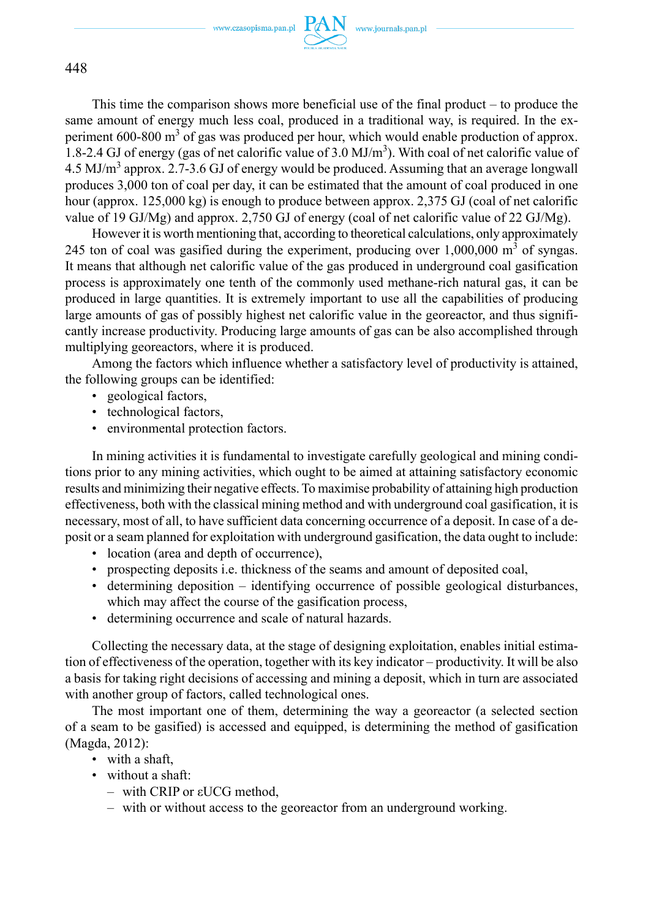This time the comparison shows more beneficial use of the final product – to produce the same amount of energy much less coal, produced in a traditional way, is required. In the experiment 600-800 $m^3$ of gas was produced per hour, which would enable production of approx. 1.8-2.4 GJ of energy (gas of net calorific value of 3.0 $MJ/m^3$). With coal of net calorific value of 4.5 $MJ/m^3$ approx. 2.7-3.6 GJ of energy would be produced. Assuming that an average longwall produces 3,000 ton of coal per day, it can be estimated that the amount of coal produced in one hour (approx. 125,000 kg) is enough to produce between approx. 2,375 GJ (coal of net calorific value of 19 GJ/Mg) and approx. 2,750 GJ of energy (coal of net calorific value of 22 GJ/Mg).

However it is worth mentioning that, according to theoretical calculations, only approximately 245 ton of coal was gasified during the experiment, producing over 1,000,000 $m^3$ of syngas. It means that although net calorific value of the gas produced in underground coal gasification process is approximately one tenth of the commonly used methane-rich natural gas, it can be produced in large quantities. It is extremely important to use all the capabilities of producing large amounts of gas of possibly highest net calorific value in the georeactor, and thus significantly increase productivity. Producing large amounts of gas can be also accomplished through multiplying georeactors, where it is produced.

Among the factors which influence whether a satisfactory level of productivity is attained, the following groups can be identified:

- geological factors,
- technological factors,
- environmental protection factors.

In mining activities it is fundamental to investigate carefully geological and mining conditions prior to any mining activities, which ought to be aimed at attaining satisfactory economic results and minimizing their negative effects. To maximise probability of attaining high production effectiveness, both with the classical mining method and with underground coal gasification, it is necessary, most of all, to have sufficient data concerning occurrence of a deposit. In case of a deposit or a seam planned for exploitation with underground gasification, the data ought to include:

- location (area and depth of occurrence),
- prospecting deposits i.e. thickness of the seams and amount of deposited coal,
- determining deposition – identifying occurrence of possible geological disturbances, which may affect the course of the gasification process,
- determining occurrence and scale of natural hazards.

Collecting the necessary data, at the stage of designing exploitation, enables initial estimation of effectiveness of the operation, together with its key indicator – productivity. It will be also a basis for taking right decisions of accessing and mining a deposit, which in turn are associated with another group of factors, called technological ones.

The most important one of them, determining the way a georeactor (a selected section of a seam to be gasified) is accessed and equipped, is determining the method of gasification (Magda, 2012):

- with a shaft,
- without a shaft:
  - with CRIP or εUCG method,
  - with or without access to the georeactor from an underground working.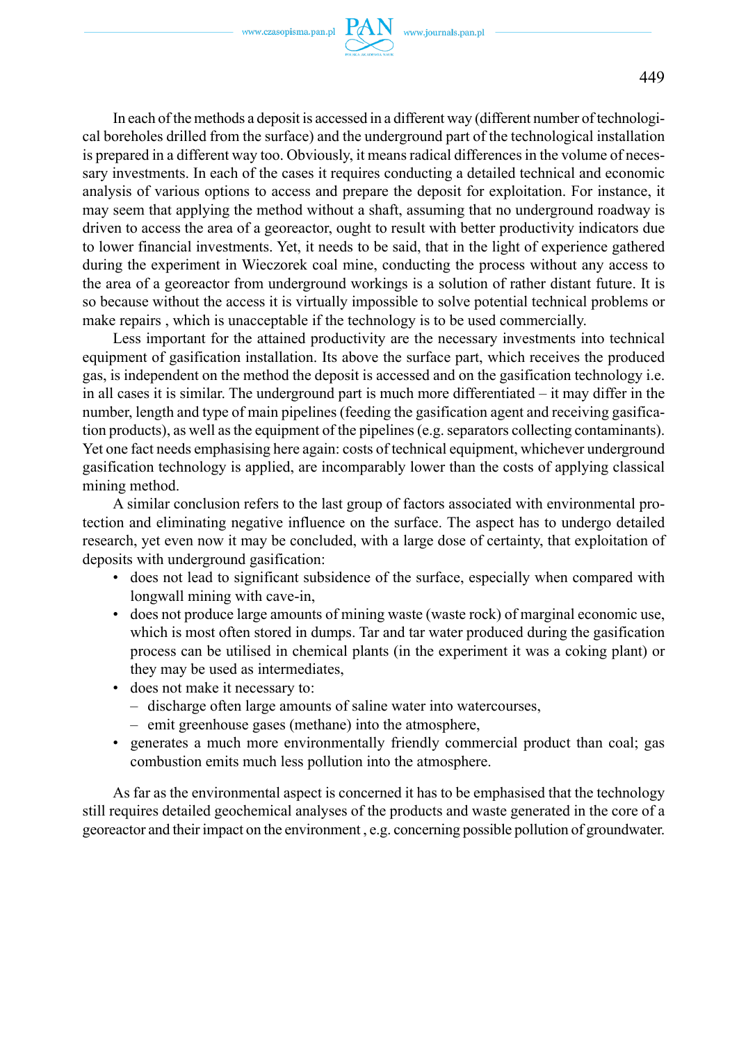In each of the methods a deposit is accessed in a different way (different number of technological boreholes drilled from the surface) and the underground part of the technological installation is prepared in a different way too. Obviously, it means radical differences in the volume of necessary investments. In each of the cases it requires conducting a detailed technical and economic analysis of various options to access and prepare the deposit for exploitation. For instance, it may seem that applying the method without a shaft, assuming that no underground roadway is driven to access the area of a georeactor, ought to result with better productivity indicators due to lower financial investments. Yet, it needs to be said, that in the light of experience gathered during the experiment in Wieczorek coal mine, conducting the process without any access to the area of a georeactor from underground workings is a solution of rather distant future. It is so because without the access it is virtually impossible to solve potential technical problems or make repairs , which is unacceptable if the technology is to be used commercially.

Less important for the attained productivity are the necessary investments into technical equipment of gasification installation. Its above the surface part, which receives the produced gas, is independent on the method the deposit is accessed and on the gasification technology i.e. in all cases it is similar. The underground part is much more differentiated – it may differ in the number, length and type of main pipelines (feeding the gasification agent and receiving gasification products), as well as the equipment of the pipelines (e.g. separators collecting contaminants). Yet one fact needs emphasising here again: costs of technical equipment, whichever underground gasification technology is applied, are incomparably lower than the costs of applying classical mining method.

A similar conclusion refers to the last group of factors associated with environmental protection and eliminating negative influence on the surface. The aspect has to undergo detailed research, yet even now it may be concluded, with a large dose of certainty, that exploitation of deposits with underground gasification:

- does not lead to significant subsidence of the surface, especially when compared with longwall mining with cave-in,
- does not produce large amounts of mining waste (waste rock) of marginal economic use, which is most often stored in dumps. Tar and tar water produced during the gasification process can be utilised in chemical plants (in the experiment it was a coking plant) or they may be used as intermediates,
- does not make it necessary to:
  - discharge often large amounts of saline water into watercourses,
  - emit greenhouse gases (methane) into the atmosphere,
- generates a much more environmentally friendly commercial product than coal; gas combustion emits much less pollution into the atmosphere.

As far as the environmental aspect is concerned it has to be emphasised that the technology still requires detailed geochemical analyses of the products and waste generated in the core of a georeactor and their impact on the environment , e.g. concerning possible pollution of groundwater.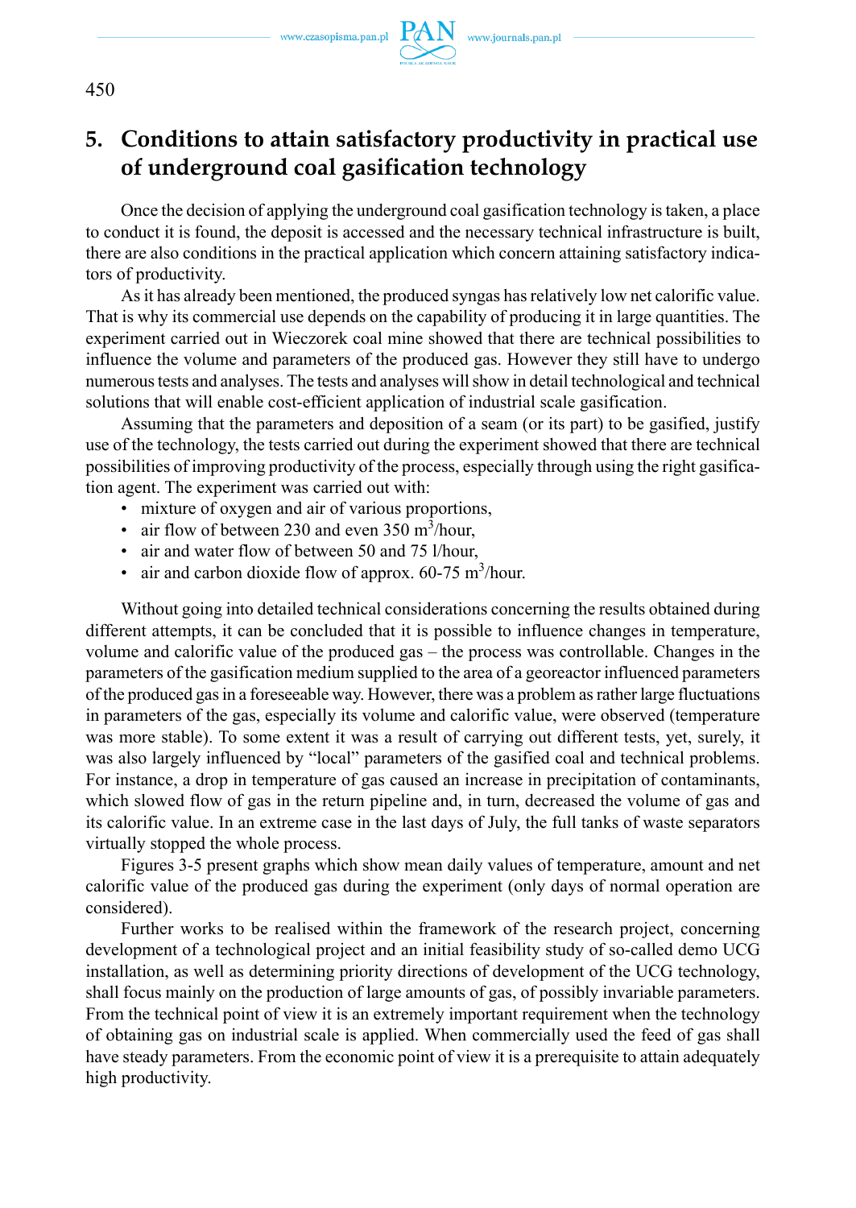## 5. Conditions to attain satisfactory productivity in practical use of underground coal gasification technology

Once the decision of applying the underground coal gasification technology is taken, a place to conduct it is found, the deposit is accessed and the necessary technical infrastructure is built, there are also conditions in the practical application which concern attaining satisfactory indicators of productivity.

As it has already been mentioned, the produced syngas has relatively low net calorific value. That is why its commercial use depends on the capability of producing it in large quantities. The experiment carried out in Wieczorek coal mine showed that there are technical possibilities to influence the volume and parameters of the produced gas. However they still have to undergo numerous tests and analyses. The tests and analyses will show in detail technological and technical solutions that will enable cost-efficient application of industrial scale gasification.

Assuming that the parameters and deposition of a seam (or its part) to be gasified, justify use of the technology, the tests carried out during the experiment showed that there are technical possibilities of improving productivity of the process, especially through using the right gasification agent. The experiment was carried out with:

- mixture of oxygen and air of various proportions,
- air flow of between 230 and even 350 $m^3$/hour,
- air and water flow of between 50 and 75 l/hour,
- air and carbon dioxide flow of approx. 60-75 $m^3$/hour.

Without going into detailed technical considerations concerning the results obtained during different attempts, it can be concluded that it is possible to influence changes in temperature, volume and calorific value of the produced gas – the process was controllable. Changes in the parameters of the gasification medium supplied to the area of a georeactor influenced parameters of the produced gas in a foreseeable way. However, there was a problem as rather large fluctuations in parameters of the gas, especially its volume and calorific value, were observed (temperature was more stable). To some extent it was a result of carrying out different tests, yet, surely, it was also largely influenced by "local" parameters of the gasified coal and technical problems. For instance, a drop in temperature of gas caused an increase in precipitation of contaminants, which slowed flow of gas in the return pipeline and, in turn, decreased the volume of gas and its calorific value. In an extreme case in the last days of July, the full tanks of waste separators virtually stopped the whole process.

Figures 3-5 present graphs which show mean daily values of temperature, amount and net calorific value of the produced gas during the experiment (only days of normal operation are considered).

Further works to be realised within the framework of the research project, concerning development of a technological project and an initial feasibility study of so-called demo UCG installation, as well as determining priority directions of development of the UCG technology, shall focus mainly on the production of large amounts of gas, of possibly invariable parameters. From the technical point of view it is an extremely important requirement when the technology of obtaining gas on industrial scale is applied. When commercially used the feed of gas shall have steady parameters. From the economic point of view it is a prerequisite to attain adequately high productivity.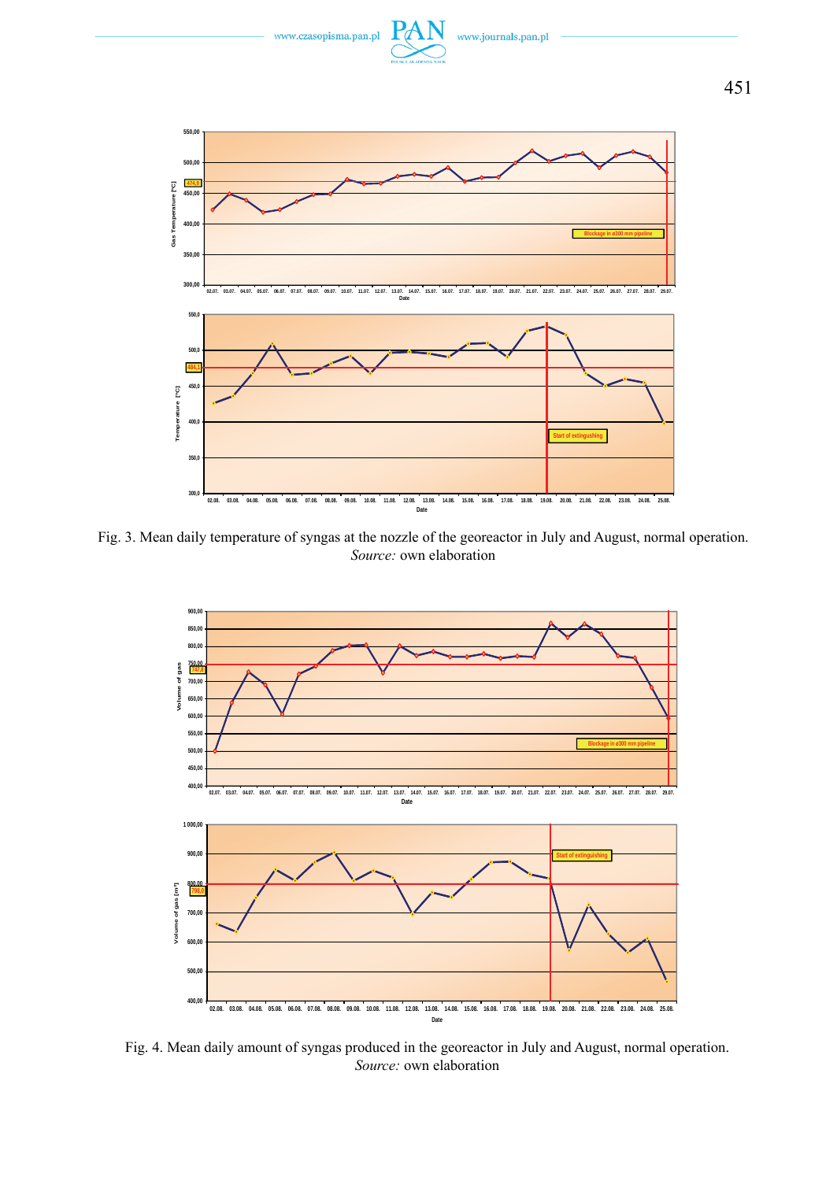Fig. 3. Mean daily temperature of syngas at the nozzle of the georeactor in July and August, normal operation.
*Source:* own elaboration

Fig. 4. Mean daily amount of syngas produced in the georeactor in July and August, normal operation.
*Source:* own elaboration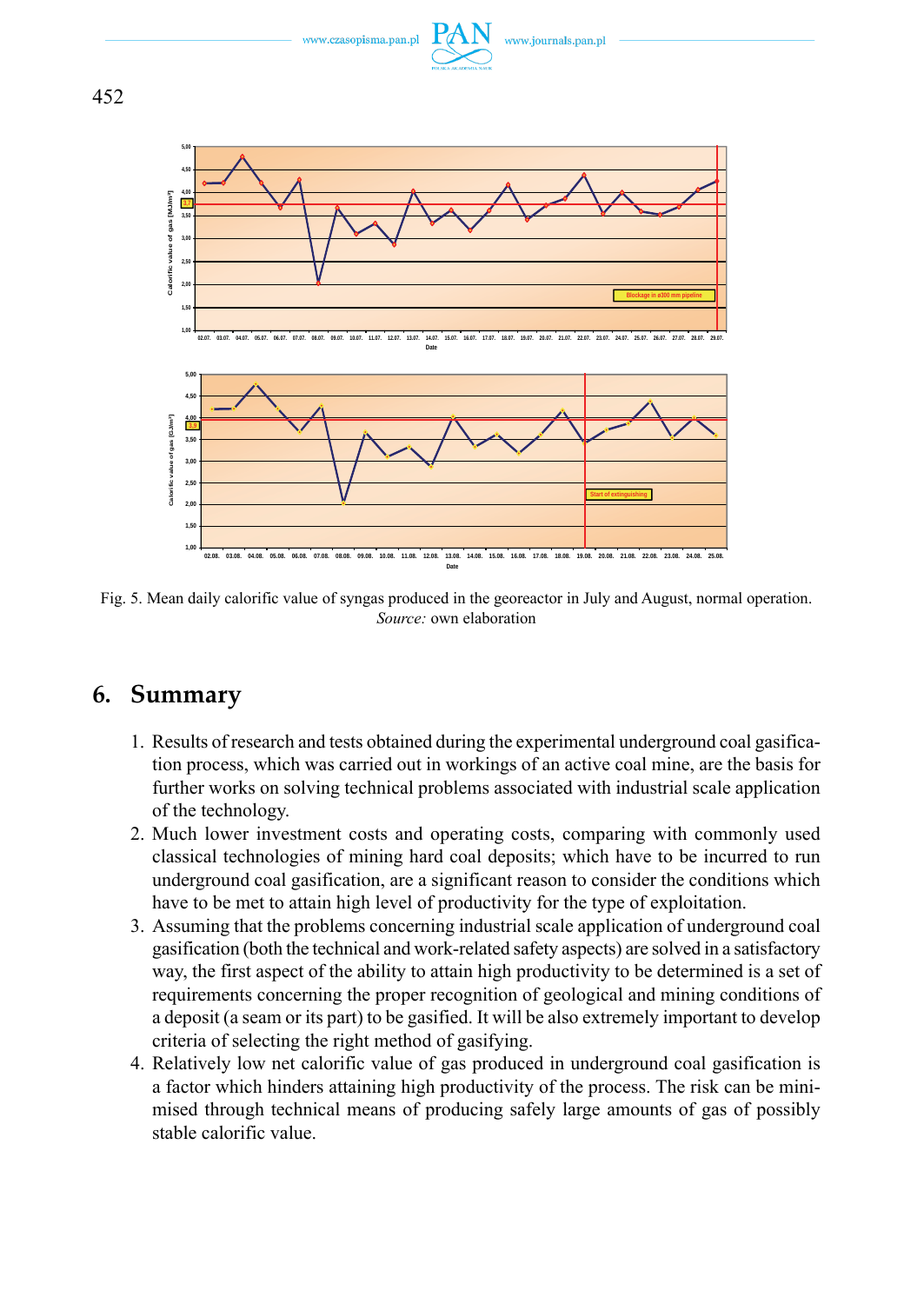Fig. 5. Mean daily calorific value of syngas produced in the georeactor in July and August, normal operation. *Source:* own elaboration

## 6. Summary

1. Results of research and tests obtained during the experimental underground coal gasification process, which was carried out in workings of an active coal mine, are the basis for further works on solving technical problems associated with industrial scale application of the technology.
2. Much lower investment costs and operating costs, comparing with commonly used classical technologies of mining hard coal deposits; which have to be incurred to run underground coal gasification, are a significant reason to consider the conditions which have to be met to attain high level of productivity for the type of exploitation.
3. Assuming that the problems concerning industrial scale application of underground coal gasification (both the technical and work-related safety aspects) are solved in a satisfactory way, the first aspect of the ability to attain high productivity to be determined is a set of requirements concerning the proper recognition of geological and mining conditions of a deposit (a seam or its part) to be gasified. It will be also extremely important to develop criteria of selecting the right method of gasifying.
4. Relatively low net calorific value of gas produced in underground coal gasification is a factor which hinders attaining high productivity of the process. The risk can be minimised through technical means of producing safely large amounts of gas of possibly stable calorific value.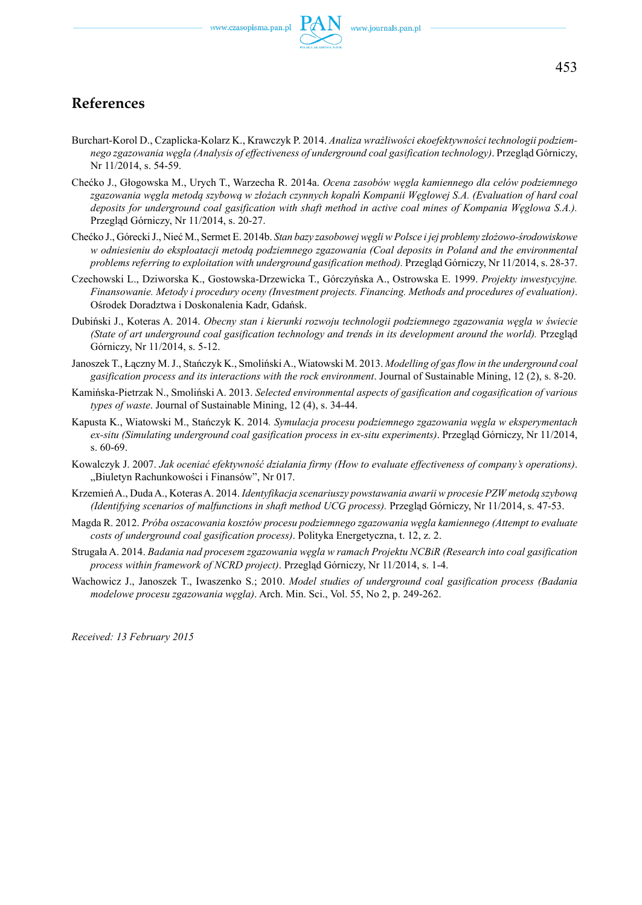## References

Burchart-Korol D., Czaplicka-Kolarz K., Krawczyk P. 2014. *Analiza wrażliwości ekoefektywności technologii podziemnego zgazowania węgla (Analysis of effectiveness of underground coal gasification technology)*. Przegląd Górniczy, Nr 11/2014, s. 54-59.

Chećko J., Głogowska M., Urych T., Warzecha R. 2014a. *Ocena zasobów węgla kamiennego dla celów podziemnego zgazowania węgla metodą szybową w złożach czynnych kopalń Kompanii Węglowej S.A. (Evaluation of hard coal deposits for underground coal gasification with shaft method in active coal mines of Kompania Węglowa S.A.).* Przegląd Górniczy, Nr 11/2014, s. 20-27.

Chećko J., Górecki J., Nieć M., Sermet E. 2014b. *Stan bazy zasobowej węgli w Polsce i jej problemy złożowo-środowiskowe w odniesieniu do eksploatacji metodą podziemnego zgazowania (Coal deposits in Poland and the environmental problems referring to exploitation with underground gasification method).* Przegląd Górniczy, Nr 11/2014, s. 28-37.

Czechowski L., Dziworska K., Gostowska-Drzewicka T., Górczyńska A., Ostrowska E. 1999. *Projekty inwestycyjne. Finansowanie. Metody i procedury oceny (Investment projects. Financing. Methods and procedures of evaluation)*. Ośrodek Doradztwa i Doskonalenia Kadr, Gdańsk.

Dubiński J., Koteras A. 2014. *Obecny stan i kierunki rozwoju technologii podziemnego zgazowania węgla w świecie (State of art underground coal gasification technology and trends in its development around the world).* Przegląd Górniczy, Nr 11/2014, s. 5-12.

Janoszek T., Łączny M. J., Stańczyk K., Smoliński A., Wiatowski M. 2013. *Modelling of gas flow in the underground coal gasification process and its interactions with the rock environment*. Journal of Sustainable Mining, 12 (2), s. 8-20.

Kamińska-Pietrzak N., Smoliński A. 2013. *Selected environmental aspects of gasification and cogasification of various types of waste*. Journal of Sustainable Mining, 12 (4), s. 34-44.

Kapusta K., Wiatowski M., Stańczyk K. 2014*. Symulacja procesu podziemnego zgazowania węgla w eksperymentach ex-situ (Simulating underground coal gasification process in ex-situ experiments)*. Przegląd Górniczy, Nr 11/2014, s. 60-69.

Kowalczyk J. 2007. *Jak oceniać efektywność działania firmy (How to evaluate effectiveness of company's operations)*. „Biuletyn Rachunkowości i Finansów", Nr 017.

Krzemień A., Duda A., Koteras A. 2014. *Identyfikacja scenariuszy powstawania awarii w procesie PZW metodą szybową (Identifying scenarios of malfunctions in shaft method UCG process).* Przegląd Górniczy, Nr 11/2014, s. 47-53.

Magda R. 2012. *Próba oszacowania kosztów procesu podziemnego zgazowania węgla kamiennego (Attempt to evaluate costs of underground coal gasification process)*. Polityka Energetyczna, t. 12, z. 2.

Strugała A. 2014. *Badania nad procesem zgazowania węgla w ramach Projektu NCBiR (Research into coal gasification process within framework of NCRD project)*. Przegląd Górniczy, Nr 11/2014, s. 1-4.

Wachowicz J., Janoszek T., Iwaszenko S.; 2010. *Model studies of underground coal gasification process (Badania modelowe procesu zgazowania węgla)*. Arch. Min. Sci., Vol. 55, No 2, p. 249-262.

*Received: 13 February 2015*